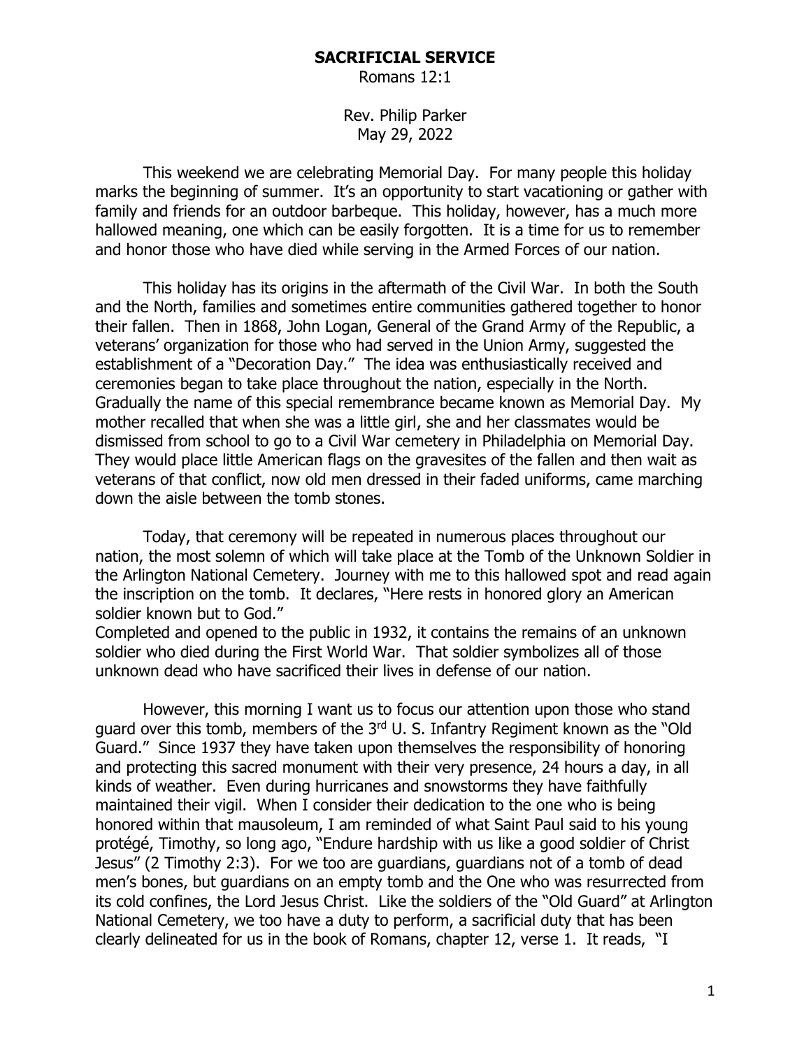# SACRIFICIAL SERVICE

Romans 12:1

Rev. Philip Parker
May 29, 2022

This weekend we are celebrating Memorial Day. For many people this holiday marks the beginning of summer. It's an opportunity to start vacationing or gather with family and friends for an outdoor barbeque. This holiday, however, has a much more hallowed meaning, one which can be easily forgotten. It is a time for us to remember and honor those who have died while serving in the Armed Forces of our nation.

This holiday has its origins in the aftermath of the Civil War. In both the South and the North, families and sometimes entire communities gathered together to honor their fallen. Then in 1868, John Logan, General of the Grand Army of the Republic, a veterans' organization for those who had served in the Union Army, suggested the establishment of a "Decoration Day." The idea was enthusiastically received and ceremonies began to take place throughout the nation, especially in the North. Gradually the name of this special remembrance became known as Memorial Day. My mother recalled that when she was a little girl, she and her classmates would be dismissed from school to go to a Civil War cemetery in Philadelphia on Memorial Day. They would place little American flags on the gravesites of the fallen and then wait as veterans of that conflict, now old men dressed in their faded uniforms, came marching down the aisle between the tomb stones.

Today, that ceremony will be repeated in numerous places throughout our nation, the most solemn of which will take place at the Tomb of the Unknown Soldier in the Arlington National Cemetery. Journey with me to this hallowed spot and read again the inscription on the tomb. It declares, "Here rests in honored glory an American soldier known but to God."
Completed and opened to the public in 1932, it contains the remains of an unknown soldier who died during the First World War. That soldier symbolizes all of those unknown dead who have sacrificed their lives in defense of our nation.

However, this morning I want us to focus our attention upon those who stand guard over this tomb, members of the 3rd U. S. Infantry Regiment known as the "Old Guard." Since 1937 they have taken upon themselves the responsibility of honoring and protecting this sacred monument with their very presence, 24 hours a day, in all kinds of weather. Even during hurricanes and snowstorms they have faithfully maintained their vigil. When I consider their dedication to the one who is being honored within that mausoleum, I am reminded of what Saint Paul said to his young protégé, Timothy, so long ago, "Endure hardship with us like a good soldier of Christ Jesus" (2 Timothy 2:3). For we too are guardians, guardians not of a tomb of dead men's bones, but guardians on an empty tomb and the One who was resurrected from its cold confines, the Lord Jesus Christ. Like the soldiers of the "Old Guard" at Arlington National Cemetery, we too have a duty to perform, a sacrificial duty that has been clearly delineated for us in the book of Romans, chapter 12, verse 1. It reads, "I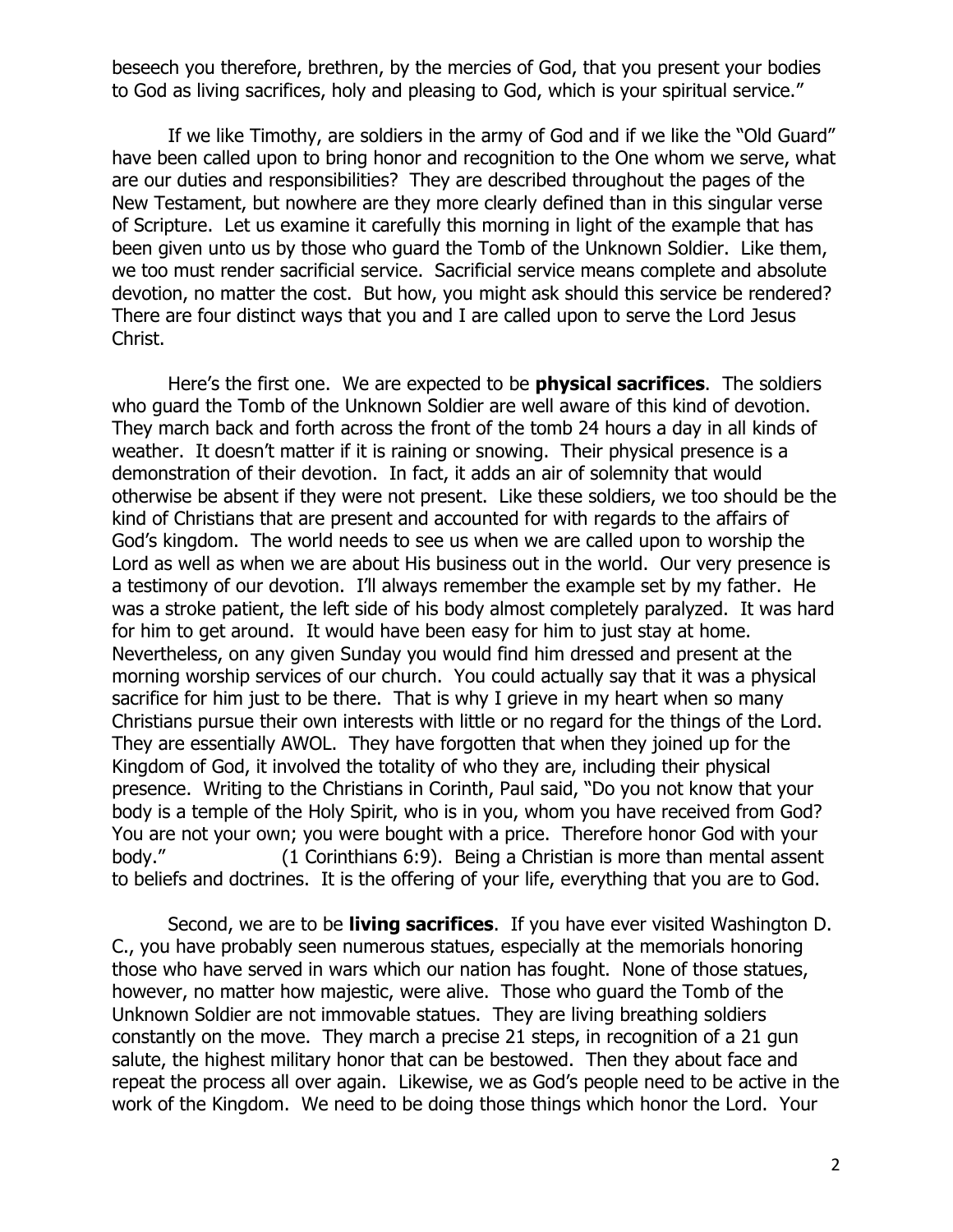beseech you therefore, brethren, by the mercies of God, that you present your bodies to God as living sacrifices, holy and pleasing to God, which is your spiritual service."

If we like Timothy, are soldiers in the army of God and if we like the "Old Guard" have been called upon to bring honor and recognition to the One whom we serve, what are our duties and responsibilities? They are described throughout the pages of the New Testament, but nowhere are they more clearly defined than in this singular verse of Scripture. Let us examine it carefully this morning in light of the example that has been given unto us by those who guard the Tomb of the Unknown Soldier. Like them, we too must render sacrificial service. Sacrificial service means complete and absolute devotion, no matter the cost. But how, you might ask should this service be rendered? There are four distinct ways that you and I are called upon to serve the Lord Jesus Christ.

Here's the first one. We are expected to be **physical sacrifices**. The soldiers who guard the Tomb of the Unknown Soldier are well aware of this kind of devotion. They march back and forth across the front of the tomb 24 hours a day in all kinds of weather. It doesn't matter if it is raining or snowing. Their physical presence is a demonstration of their devotion. In fact, it adds an air of solemnity that would otherwise be absent if they were not present. Like these soldiers, we too should be the kind of Christians that are present and accounted for with regards to the affairs of God's kingdom. The world needs to see us when we are called upon to worship the Lord as well as when we are about His business out in the world. Our very presence is a testimony of our devotion. I'll always remember the example set by my father. He was a stroke patient, the left side of his body almost completely paralyzed. It was hard for him to get around. It would have been easy for him to just stay at home. Nevertheless, on any given Sunday you would find him dressed and present at the morning worship services of our church. You could actually say that it was a physical sacrifice for him just to be there. That is why I grieve in my heart when so many Christians pursue their own interests with little or no regard for the things of the Lord. They are essentially AWOL. They have forgotten that when they joined up for the Kingdom of God, it involved the totality of who they are, including their physical presence. Writing to the Christians in Corinth, Paul said, "Do you not know that your body is a temple of the Holy Spirit, who is in you, whom you have received from God? You are not your own; you were bought with a price. Therefore honor God with your body." (1 Corinthians 6:9). Being a Christian is more than mental assent to beliefs and doctrines. It is the offering of your life, everything that you are to God.

Second, we are to be **living sacrifices**. If you have ever visited Washington D. C., you have probably seen numerous statues, especially at the memorials honoring those who have served in wars which our nation has fought. None of those statues, however, no matter how majestic, were alive. Those who guard the Tomb of the Unknown Soldier are not immovable statues. They are living breathing soldiers constantly on the move. They march a precise 21 steps, in recognition of a 21 gun salute, the highest military honor that can be bestowed. Then they about face and repeat the process all over again. Likewise, we as God's people need to be active in the work of the Kingdom. We need to be doing those things which honor the Lord. Your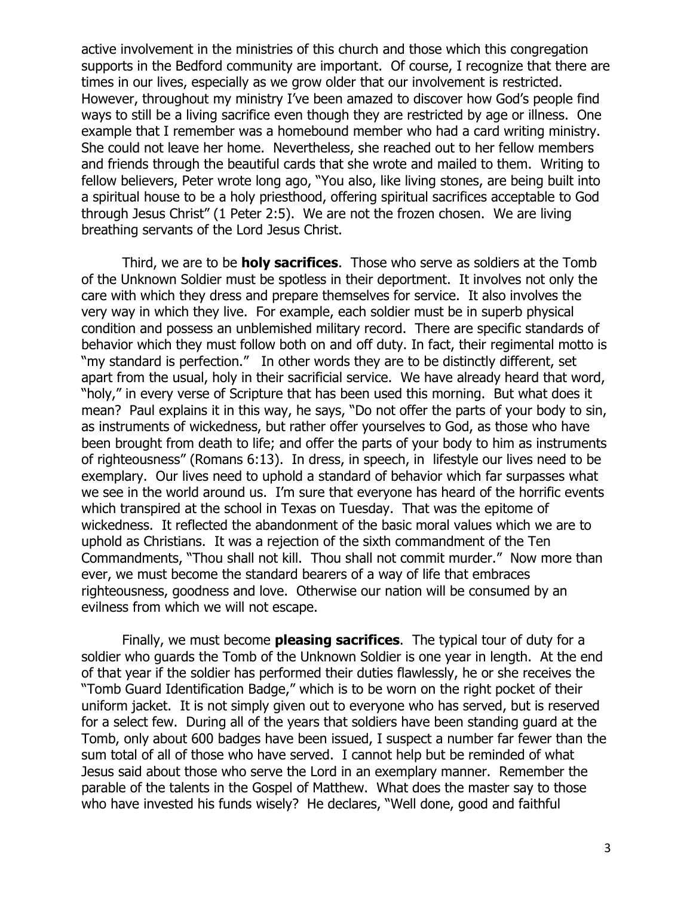active involvement in the ministries of this church and those which this congregation supports in the Bedford community are important. Of course, I recognize that there are times in our lives, especially as we grow older that our involvement is restricted. However, throughout my ministry I've been amazed to discover how God's people find ways to still be a living sacrifice even though they are restricted by age or illness. One example that I remember was a homebound member who had a card writing ministry. She could not leave her home. Nevertheless, she reached out to her fellow members and friends through the beautiful cards that she wrote and mailed to them. Writing to fellow believers, Peter wrote long ago, "You also, like living stones, are being built into a spiritual house to be a holy priesthood, offering spiritual sacrifices acceptable to God through Jesus Christ" (1 Peter 2:5). We are not the frozen chosen. We are living breathing servants of the Lord Jesus Christ.

Third, we are to be **holy sacrifices**. Those who serve as soldiers at the Tomb of the Unknown Soldier must be spotless in their deportment. It involves not only the care with which they dress and prepare themselves for service. It also involves the very way in which they live. For example, each soldier must be in superb physical condition and possess an unblemished military record. There are specific standards of behavior which they must follow both on and off duty. In fact, their regimental motto is "my standard is perfection." In other words they are to be distinctly different, set apart from the usual, holy in their sacrificial service. We have already heard that word, "holy," in every verse of Scripture that has been used this morning. But what does it mean? Paul explains it in this way, he says, "Do not offer the parts of your body to sin, as instruments of wickedness, but rather offer yourselves to God, as those who have been brought from death to life; and offer the parts of your body to him as instruments of righteousness" (Romans 6:13). In dress, in speech, in lifestyle our lives need to be exemplary. Our lives need to uphold a standard of behavior which far surpasses what we see in the world around us. I'm sure that everyone has heard of the horrific events which transpired at the school in Texas on Tuesday. That was the epitome of wickedness. It reflected the abandonment of the basic moral values which we are to uphold as Christians. It was a rejection of the sixth commandment of the Ten Commandments, "Thou shall not kill. Thou shall not commit murder." Now more than ever, we must become the standard bearers of a way of life that embraces righteousness, goodness and love. Otherwise our nation will be consumed by an evilness from which we will not escape.

Finally, we must become **pleasing sacrifices**. The typical tour of duty for a soldier who guards the Tomb of the Unknown Soldier is one year in length. At the end of that year if the soldier has performed their duties flawlessly, he or she receives the "Tomb Guard Identification Badge," which is to be worn on the right pocket of their uniform jacket. It is not simply given out to everyone who has served, but is reserved for a select few. During all of the years that soldiers have been standing guard at the Tomb, only about 600 badges have been issued, I suspect a number far fewer than the sum total of all of those who have served. I cannot help but be reminded of what Jesus said about those who serve the Lord in an exemplary manner. Remember the parable of the talents in the Gospel of Matthew. What does the master say to those who have invested his funds wisely? He declares, "Well done, good and faithful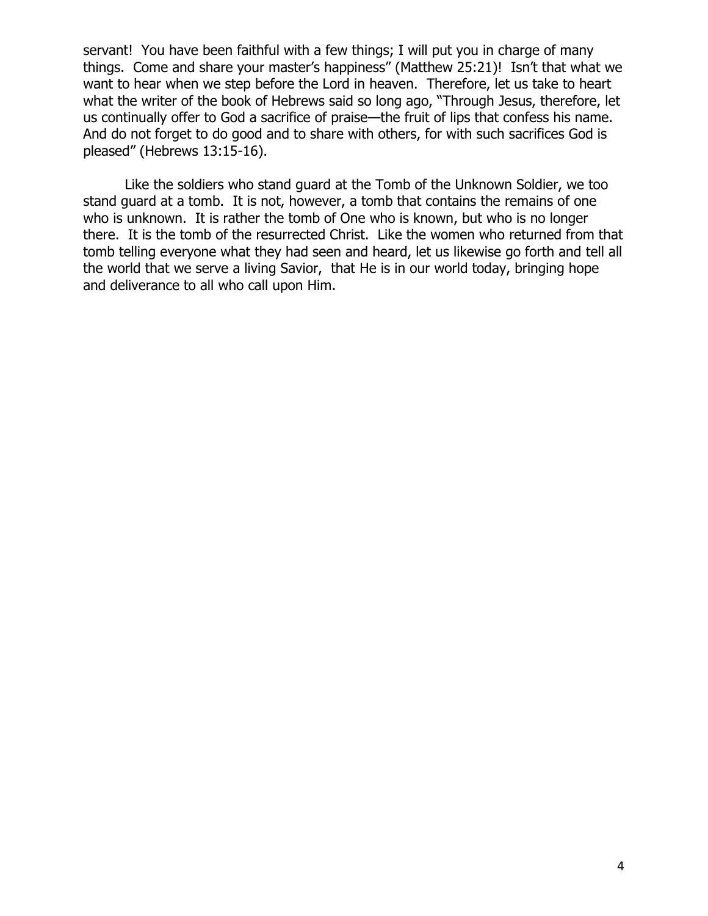servant! You have been faithful with a few things; I will put you in charge of many things. Come and share your master's happiness" (Matthew 25:21)! Isn't that what we want to hear when we step before the Lord in heaven. Therefore, let us take to heart what the writer of the book of Hebrews said so long ago, "Through Jesus, therefore, let us continually offer to God a sacrifice of praise—the fruit of lips that confess his name. And do not forget to do good and to share with others, for with such sacrifices God is pleased" (Hebrews 13:15-16).

Like the soldiers who stand guard at the Tomb of the Unknown Soldier, we too stand guard at a tomb. It is not, however, a tomb that contains the remains of one who is unknown. It is rather the tomb of One who is known, but who is no longer there. It is the tomb of the resurrected Christ. Like the women who returned from that tomb telling everyone what they had seen and heard, let us likewise go forth and tell all the world that we serve a living Savior, that He is in our world today, bringing hope and deliverance to all who call upon Him.